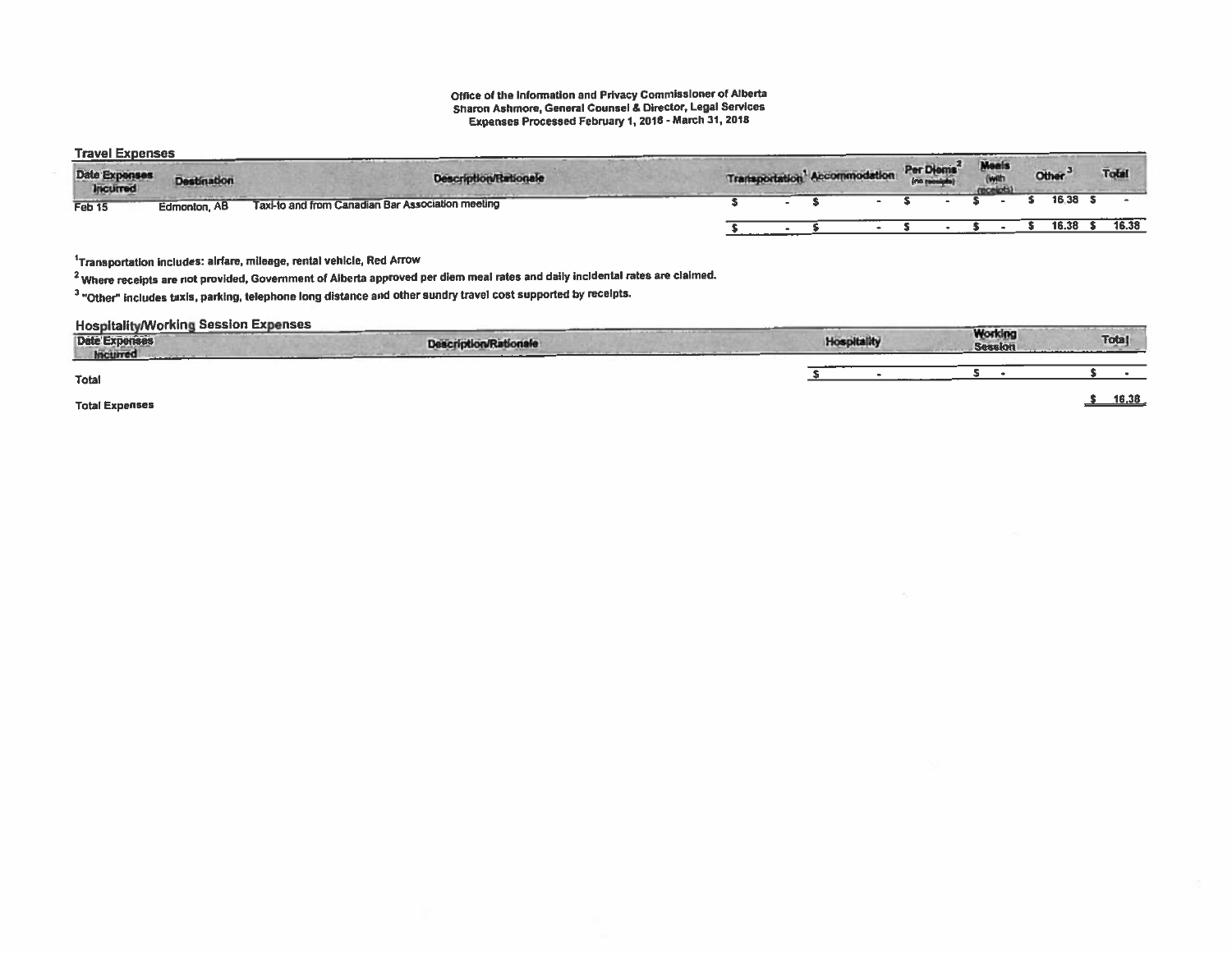Office of the Information and Privacy Commissioner of Alberta
Sharon Ashmore, General Counsel & Director, Legal Services
Expenses Processed February 1, 2018 - March 31, 2018

## Travel Expenses

| Date Expenses Incurred | Destination | Description/Rationale | Transportation[1] | Accommodation | Per Diems[2] (no receipts) | Meals (with receipts) | Other[3] | Total |
|---|---|---|---|---|---|---|---|---|
| Feb 15 | Edmonton, AB | Taxi-to and from Canadian Bar Association meeting | $ - | $ - | $ - | $ - | $ 16.38 | $ - |
| | | | $ - | $ - | $ - | $ - | $ 16.38 | $ 16.38 |

[1]Transportation includes: airfare, mileage, rental vehicle, Red Arrow

[2] Where receipts are not provided, Government of Alberta approved per diem meal rates and daily incidental rates are claimed.

[3] "Other" includes taxis, parking, telephone long distance and other sundry travel cost supported by receipts.

## Hospitality/Working Session Expenses

| Date Expenses Incurred | Description/Rationale | Hospitality | Working Session | Total |
|---|---|---|---|---|
| Total | | $ - | $ - | $ - |
| Total Expenses | | | | $ 16.38 |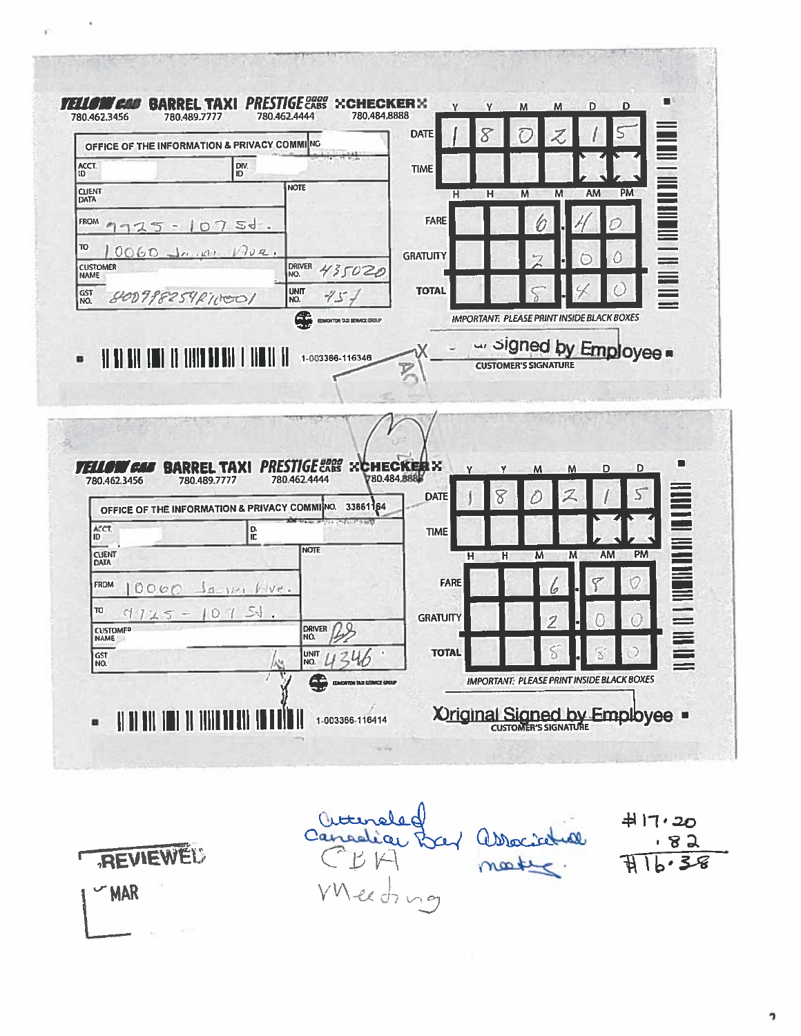**YELLOW CAB** 780.462.3456 **BARREL TAXI** 780.489.7777 **PRESTIGE CABS** 780.462.4444 **CHECKER** 780.484.8888

| | |
|---|---|
| | OFFICE OF THE INFORMATION & PRIVACY COMMI NO. |
| ACCT. ID | DIV. ID |
| CLIENT DATA | NOTE |
| FROM | 9725 - 107 St. |
| TO | 10060 Jasper Ave. |
| CUSTOMER NAME | DRIVER NO. 435020 |
| GST NO. 800798254RT0001 | UNIT NO. 457 |

| | Y | Y | M | M | D | D |
|---|---|---|---|---|---|---|
| DATE | 1 | 8 | 0 | 2 | 1 | 5 |

| | |
|---|---|
| TIME | H H M M AM PM |
| FARE | 6.40 |
| GRATUITY | 2.00 |
| TOTAL | 8.40 |

IMPORTANT: PLEASE PRINT INSIDE BLACK BOXES

EDMONTON TAXI SERVICE GROUP

1-003366-116346

X Original Signed by Employee
CUSTOMER'S SIGNATURE

---

**YELLOW CAB** 780.462.3456 **BARREL TAXI** 780.489.7777 **PRESTIGE CABS** 780.462.4444 **CHECKER** 780.484.8888

| | |
|---|---|
| | OFFICE OF THE INFORMATION & PRIVACY COMMI NO. 33661164 |
| ACCT. ID | DIV. ID |
| CLIENT DATA | NOTE |
| FROM | 10060 Jasper Ave. |
| TO | 9725 - 107 St. |
| CUSTOMER NAME | DRIVER NO. 88 |
| GST NO. | UNIT NO. 4346 |

| | Y | Y | M | M | D | D |
|---|---|---|---|---|---|---|
| DATE | 1 | 8 | 0 | 2 | 1 | 5 |

| | |
|---|---|
| TIME | H H M M AM PM |
| FARE | 6.80 |
| GRATUITY | 2.00 |
| TOTAL | 8.80 |

IMPORTANT: PLEASE PRINT INSIDE BLACK BOXES

EDMONTON TAXI SERVICE GROUP

1-003366-116414

X Original Signed by Employee
CUSTOMER'S SIGNATURE

---

REVIEWED
MAR

Attended Canadian Bar Association meeting.
CBA Meeting

\$17.20
.82
\$16.38